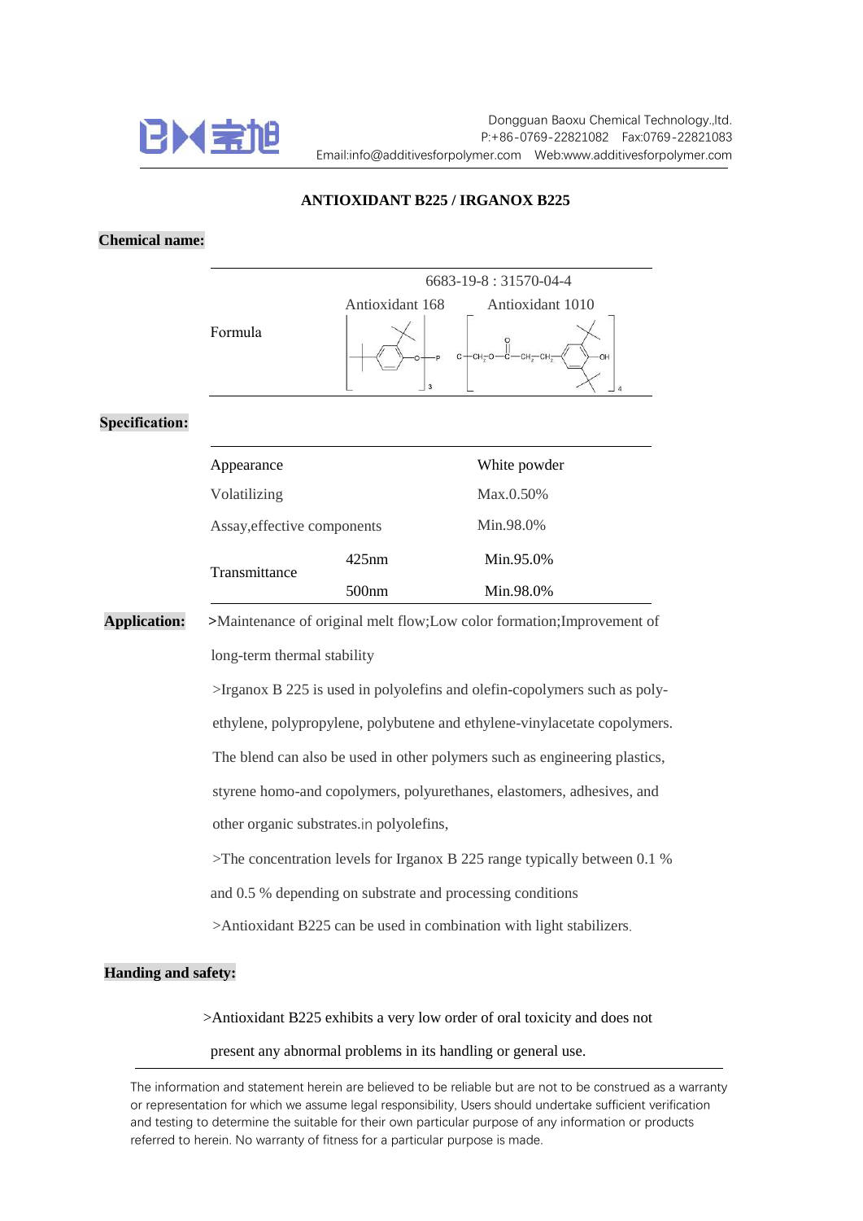Dongguan Baoxu Chemical Technology.,ltd.
P:+86-0769-22821082 Fax:0769-22821083
Email:info@additivesforpolymer.com Web:www.additivesforpolymer.com

# ANTIOXIDANT B225 / IRGANOX B225

**Chemical name:**

| | | |
|---|---|---|
| | 6683-19-8 : 31570-04-4 | |
| Formula | Antioxidant 168 | Antioxidant 1010 |

**Specification:**

| | | |
|---|---|---|
| Appearance | | White powder |
| Volatilizing | | Max.0.50% |
| Assay,effective components | | Min.98.0% |
| Transmittance | 425nm | Min.95.0% |
| | 500nm | Min.98.0% |

**Application:**

>Maintenance of original melt flow;Low color formation;Improvement of long-term thermal stability

>Irganox B 225 is used in polyolefins and olefin-copolymers such as poly-ethylene, polypropylene, polybutene and ethylene-vinylacetate copolymers. The blend can also be used in other polymers such as engineering plastics, styrene homo-and copolymers, polyurethanes, elastomers, adhesives, and other organic substrates.in polyolefins,

>The concentration levels for Irganox B 225 range typically between 0.1 % and 0.5 % depending on substrate and processing conditions

>Antioxidant B225 can be used in combination with light stabilizers.

**Handing and safety:**

>Antioxidant B225 exhibits a very low order of oral toxicity and does not present any abnormal problems in its handling or general use.

The information and statement herein are believed to be reliable but are not to be construed as a warranty or representation for which we assume legal responsibility, Users should undertake sufficient verification and testing to determine the suitable for their own particular purpose of any information or products referred to herein. No warranty of fitness for a particular purpose is made.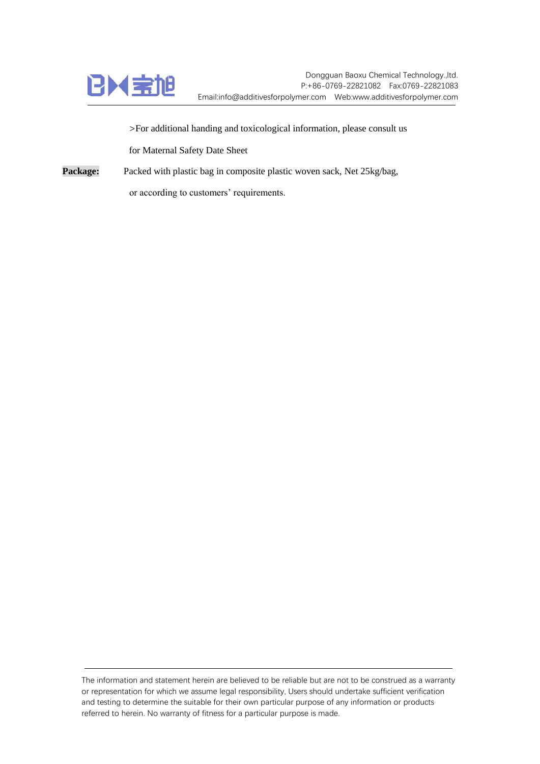>For additional handing and toxicological information, please consult us for Maternal Safety Date Sheet

**Package:** Packed with plastic bag in composite plastic woven sack, Net 25kg/bag, or according to customers' requirements.

The information and statement herein are believed to be reliable but are not to be construed as a warranty or representation for which we assume legal responsibility, Users should undertake sufficient verification and testing to determine the suitable for their own particular purpose of any information or products referred to herein. No warranty of fitness for a particular purpose is made.